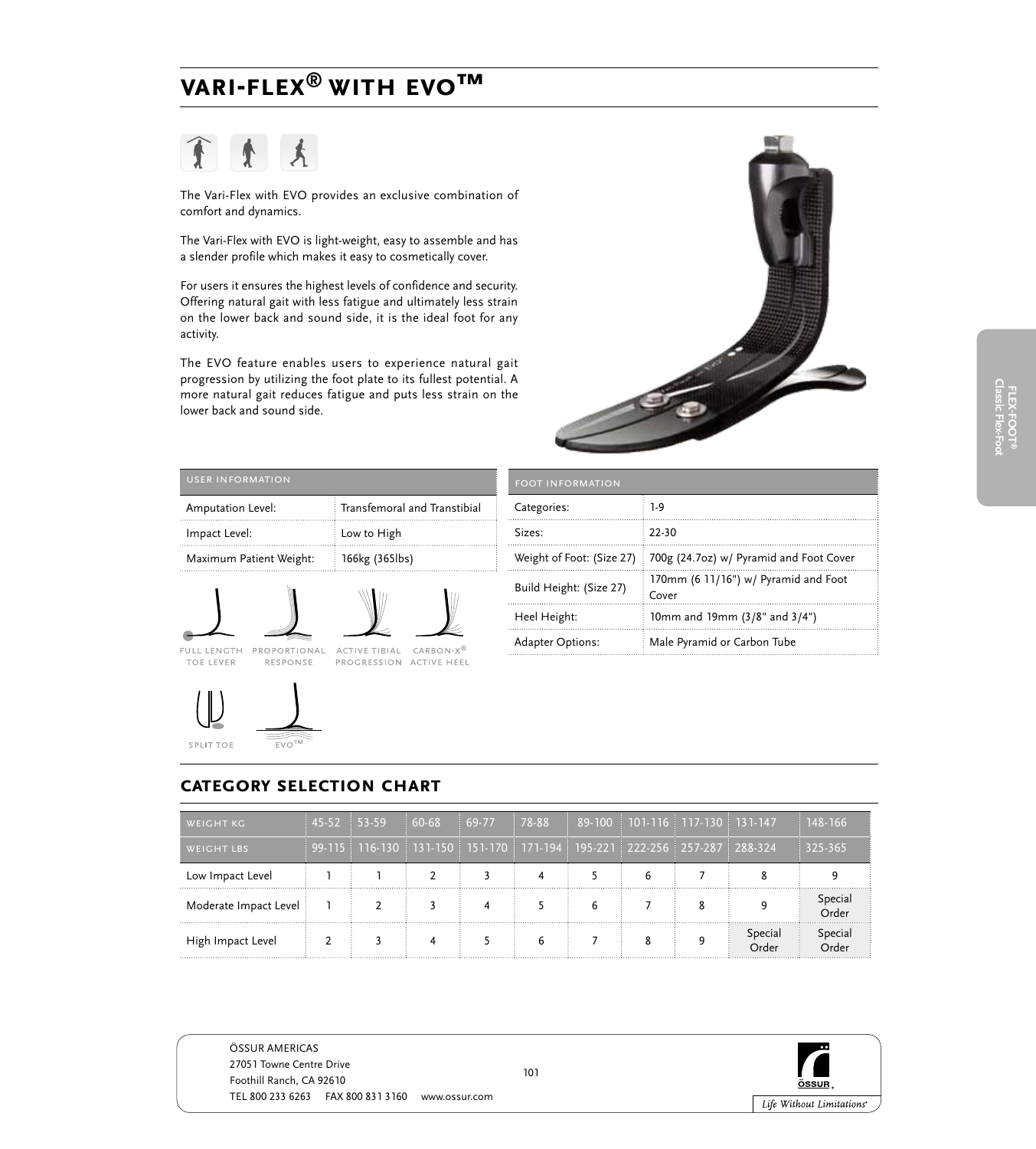# VARI-FLEX® WITH EVO™

The Vari-Flex with EVO provides an exclusive combination of comfort and dynamics.

The Vari-Flex with EVO is light-weight, easy to assemble and has a slender profile which makes it easy to cosmetically cover.

For users it ensures the highest levels of confidence and security. Offering natural gait with less fatigue and ultimately less strain on the lower back and sound side, it is the ideal foot for any activity.

The EVO feature enables users to experience natural gait progression by utilizing the foot plate to its fullest potential. A more natural gait reduces fatigue and puts less strain on the lower back and sound side.

| USER INFORMATION | |
|---|---|
| Amputation Level: | Transfemoral and Transtibial |
| Impact Level: | Low to High |
| Maximum Patient Weight: | 166kg (365lbs) |

FULL LENGTH TOE LEVER · PROPORTIONAL RESPONSE · ACTIVE TIBIAL PROGRESSION · CARBON-X® ACTIVE HEEL · SPLIT TOE · EVO™

| FOOT INFORMATION | |
|---|---|
| Categories: | 1-9 |
| Sizes: | 22-30 |
| Weight of Foot: (Size 27) | 700g (24.7oz) w/ Pyramid and Foot Cover |
| Build Height: (Size 27) | 170mm (6 11/16") w/ Pyramid and Foot Cover |
| Heel Height: | 10mm and 19mm (3/8" and 3/4") |
| Adapter Options: | Male Pyramid or Carbon Tube |

## CATEGORY SELECTION CHART

| WEIGHT KG | 45-52 | 53-59 | 60-68 | 69-77 | 78-88 | 89-100 | 101-116 | 117-130 | 131-147 | 148-166 |
|---|---|---|---|---|---|---|---|---|---|---|
| WEIGHT LBS | 99-115 | 116-130 | 131-150 | 151-170 | 171-194 | 195-221 | 222-256 | 257-287 | 288-324 | 325-365 |
| Low Impact Level | 1 | 1 | 2 | 3 | 4 | 5 | 6 | 7 | 8 | 9 |
| Moderate Impact Level | 1 | 2 | 3 | 4 | 5 | 6 | 7 | 8 | 9 | Special Order |
| High Impact Level | 2 | 3 | 4 | 5 | 6 | 7 | 8 | 9 | Special Order | Special Order |

ÖSSUR AMERICAS
27051 Towne Centre Drive
Foothill Ranch, CA 92610
TEL 800 233 6263 FAX 800 831 3160 www.ossur.com

*Life Without Limitations*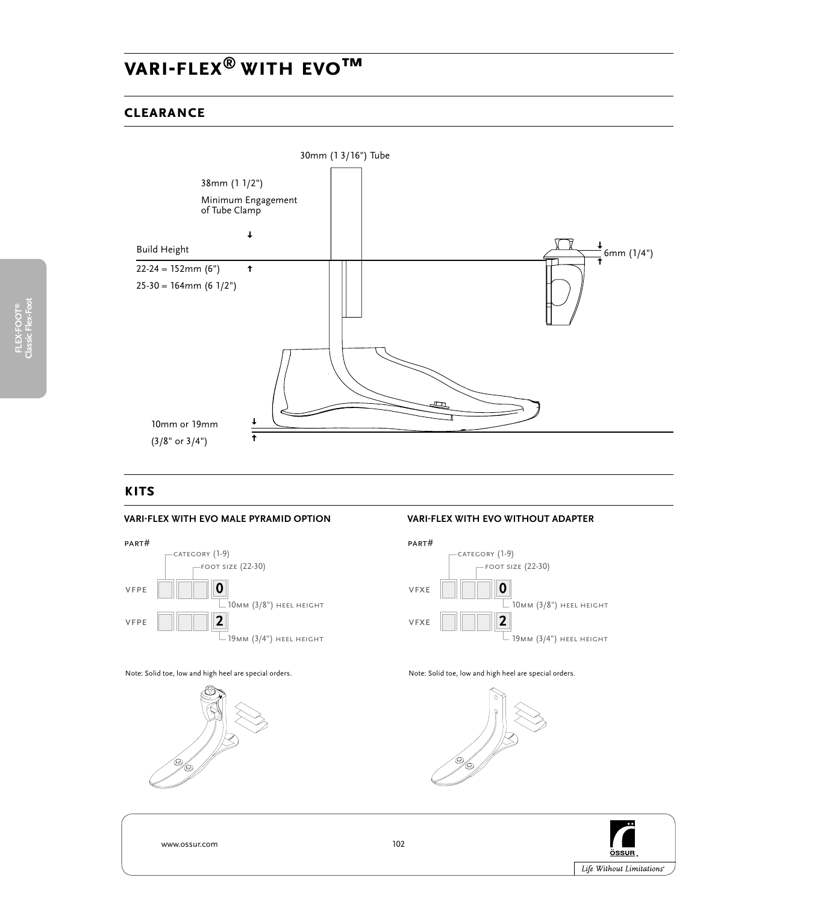# VARI-FLEX® WITH EVO™

## CLEARANCE

30mm (1 3/16") Tube

38mm (1 1/2")

Minimum Engagement of Tube Clamp

Build Height

22-24 = 152mm (6")

25-30 = 164mm (6 1/2")

6mm (1/4")

10mm or 19mm

(3/8" or 3/4")

## KITS

### VARI-FLEX WITH EVO MALE PYRAMID OPTION

PART#

- CATEGORY (1-9)
- FOOT SIZE (22-30)

VFPE ☐☐☐ **0** — 10MM (3/8") HEEL HEIGHT

VFPE ☐☐☐ **2** — 19MM (3/4") HEEL HEIGHT

Note: Solid toe, low and high heel are special orders.

### VARI-FLEX WITH EVO WITHOUT ADAPTER

PART#

- CATEGORY (1-9)
- FOOT SIZE (22-30)

VFXE ☐☐☐ **0** — 10MM (3/8") HEEL HEIGHT

VFXE ☐☐☐ **2** — 19MM (3/4") HEEL HEIGHT

Note: Solid toe, low and high heel are special orders.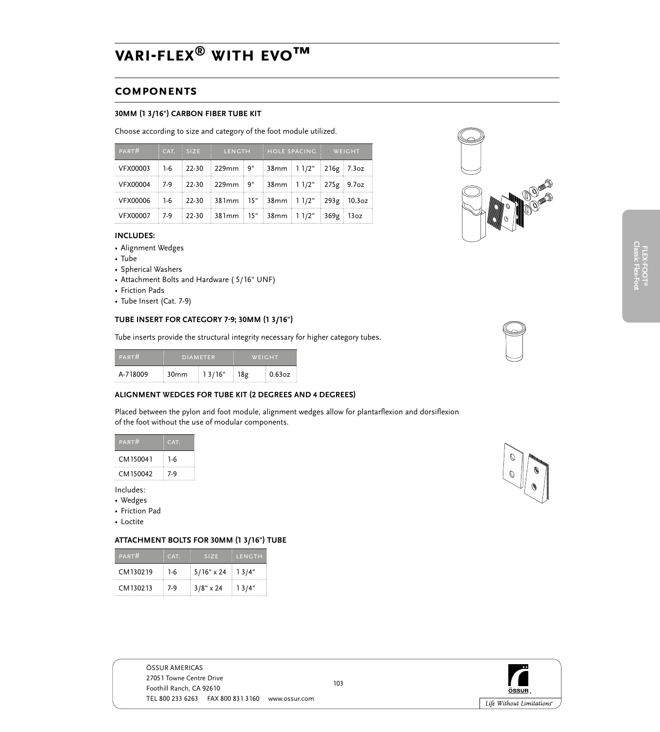# VARI-FLEX® WITH EVO™

## COMPONENTS

### 30MM (1 3/16") CARBON FIBER TUBE KIT

Choose according to size and category of the foot module utilized.

| PART# | CAT. | SIZE | LENGTH | | HOLE SPACING | | WEIGHT | |
|---|---|---|---|---|---|---|---|---|
| VFX00003 | 1-6 | 22-30 | 229mm | 9" | 38mm | 1 1/2" | 216g | 7.3oz |
| VFX00004 | 7-9 | 22-30 | 229mm | 9" | 38mm | 1 1/2" | 275g | 9.7oz |
| VFX00006 | 1-6 | 22-30 | 381mm | 15" | 38mm | 1 1/2" | 293g | 10.3oz |
| VFX00007 | 7-9 | 22-30 | 381mm | 15" | 38mm | 1 1/2" | 369g | 13oz |

**INCLUDES:**

- Alignment Wedges
- Tube
- Spherical Washers
- Attachment Bolts and Hardware ( 5/16" UNF)
- Friction Pads
- Tube Insert (Cat. 7-9)

### TUBE INSERT FOR CATEGORY 7-9; 30MM (1 3/16")

Tube inserts provide the structural integrity necessary for higher category tubes.

| PART# | DIAMETER | | WEIGHT | |
|---|---|---|---|---|
| A-718009 | 30mm | 1 3/16" | 18g | 0.63oz |

### ALIGNMENT WEDGES FOR TUBE KIT (2 DEGREES AND 4 DEGREES)

Placed between the pylon and foot module, alignment wedges allow for plantarflexion and dorsiflexion of the foot without the use of modular components.

| PART# | CAT. |
|---|---|
| CM150041 | 1-6 |
| CM150042 | 7-9 |

Includes:

- Wedges
- Friction Pad
- Loctite

### ATTACHMENT BOLTS FOR 30MM (1 3/16") TUBE

| PART# | CAT. | SIZE | LENGTH |
|---|---|---|---|
| CM130219 | 1-6 | 5/16" x 24 | 1 3/4" |
| CM130213 | 7-9 | 3/8" x 24 | 1 3/4" |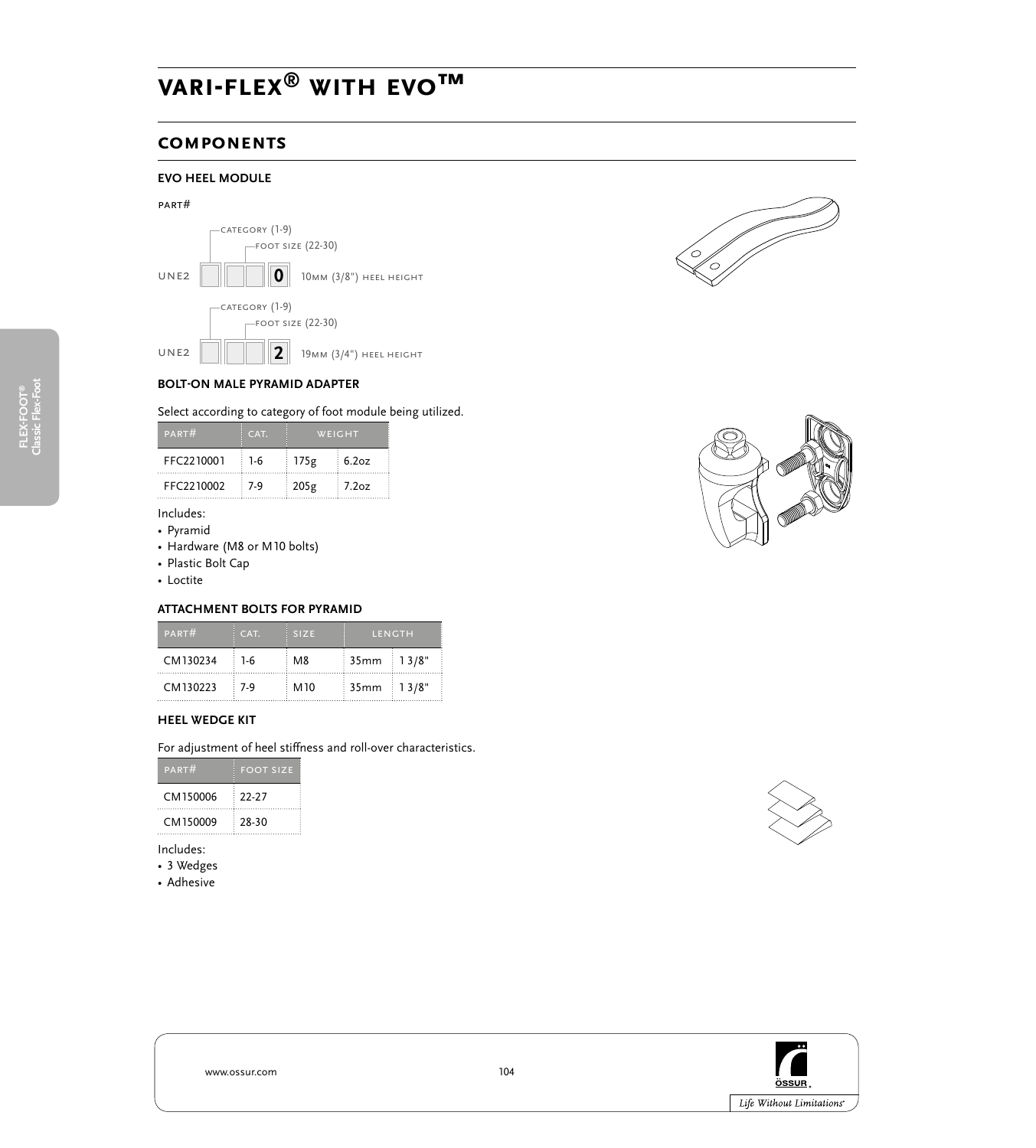# VARI-FLEX® WITH EVO™

## COMPONENTS

### EVO HEEL MODULE

PART#

UNE2 [ ] [ ][ ] [0] 10MM (3/8") HEEL HEIGHT
- CATEGORY (1-9)
- FOOT SIZE (22-30)

UNE2 [ ] [ ][ ] [2] 19MM (3/4") HEEL HEIGHT
- CATEGORY (1-9)
- FOOT SIZE (22-30)

### BOLT-ON MALE PYRAMID ADAPTER

Select according to category of foot module being utilized.

| PART# | CAT. | WEIGHT | |
|---|---|---|---|
| FFC2210001 | 1-6 | 175g | 6.2oz |
| FFC2210002 | 7-9 | 205g | 7.2oz |

Includes:
- Pyramid
- Hardware (M8 or M10 bolts)
- Plastic Bolt Cap
- Loctite

### ATTACHMENT BOLTS FOR PYRAMID

| PART# | CAT. | SIZE | LENGTH | |
|---|---|---|---|---|
| CM130234 | 1-6 | M8 | 35mm | 1 3/8" |
| CM130223 | 7-9 | M10 | 35mm | 1 3/8" |

### HEEL WEDGE KIT

For adjustment of heel stiffness and roll-over characteristics.

| PART# | FOOT SIZE |
|---|---|
| CM150006 | 22-27 |
| CM150009 | 28-30 |

Includes:
- 3 Wedges
- Adhesive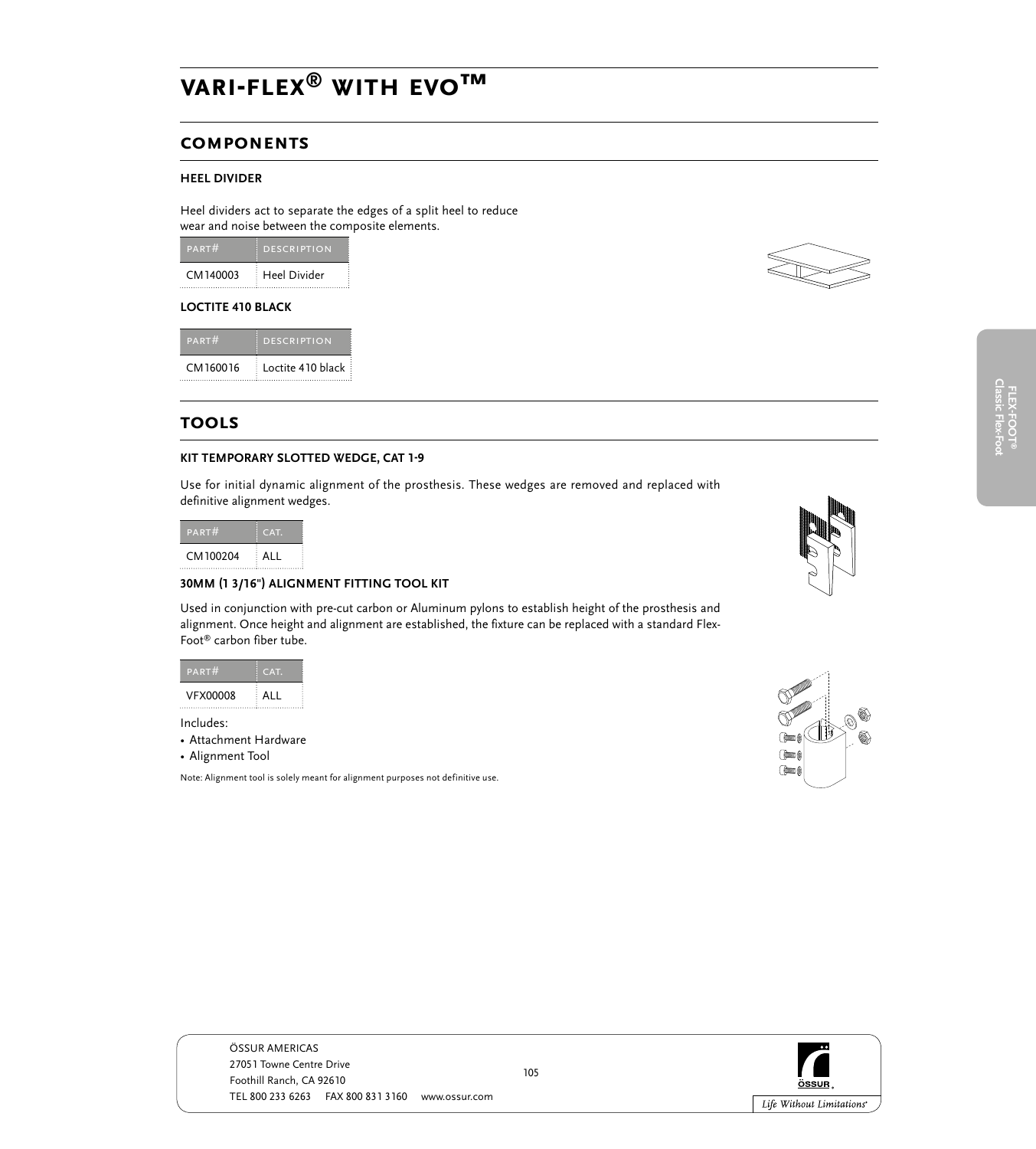# VARI-FLEX® WITH EVO™

## COMPONENTS

### HEEL DIVIDER

Heel dividers act to separate the edges of a split heel to reduce wear and noise between the composite elements.

| PART# | DESCRIPTION |
| --- | --- |
| CM140003 | Heel Divider |

### LOCTITE 410 BLACK

| PART# | DESCRIPTION |
| --- | --- |
| CM160016 | Loctite 410 black |

## TOOLS

### KIT TEMPORARY SLOTTED WEDGE, CAT 1-9

Use for initial dynamic alignment of the prosthesis. These wedges are removed and replaced with definitive alignment wedges.

| PART# | CAT. |
| --- | --- |
| CM100204 | ALL |

### 30MM (1 3/16") ALIGNMENT FITTING TOOL KIT

Used in conjunction with pre-cut carbon or Aluminum pylons to establish height of the prosthesis and alignment. Once height and alignment are established, the fixture can be replaced with a standard Flex-Foot® carbon fiber tube.

| PART# | CAT. |
| --- | --- |
| VFX00008 | ALL |

Includes:

- Attachment Hardware
- Alignment Tool

Note: Alignment tool is solely meant for alignment purposes not definitive use.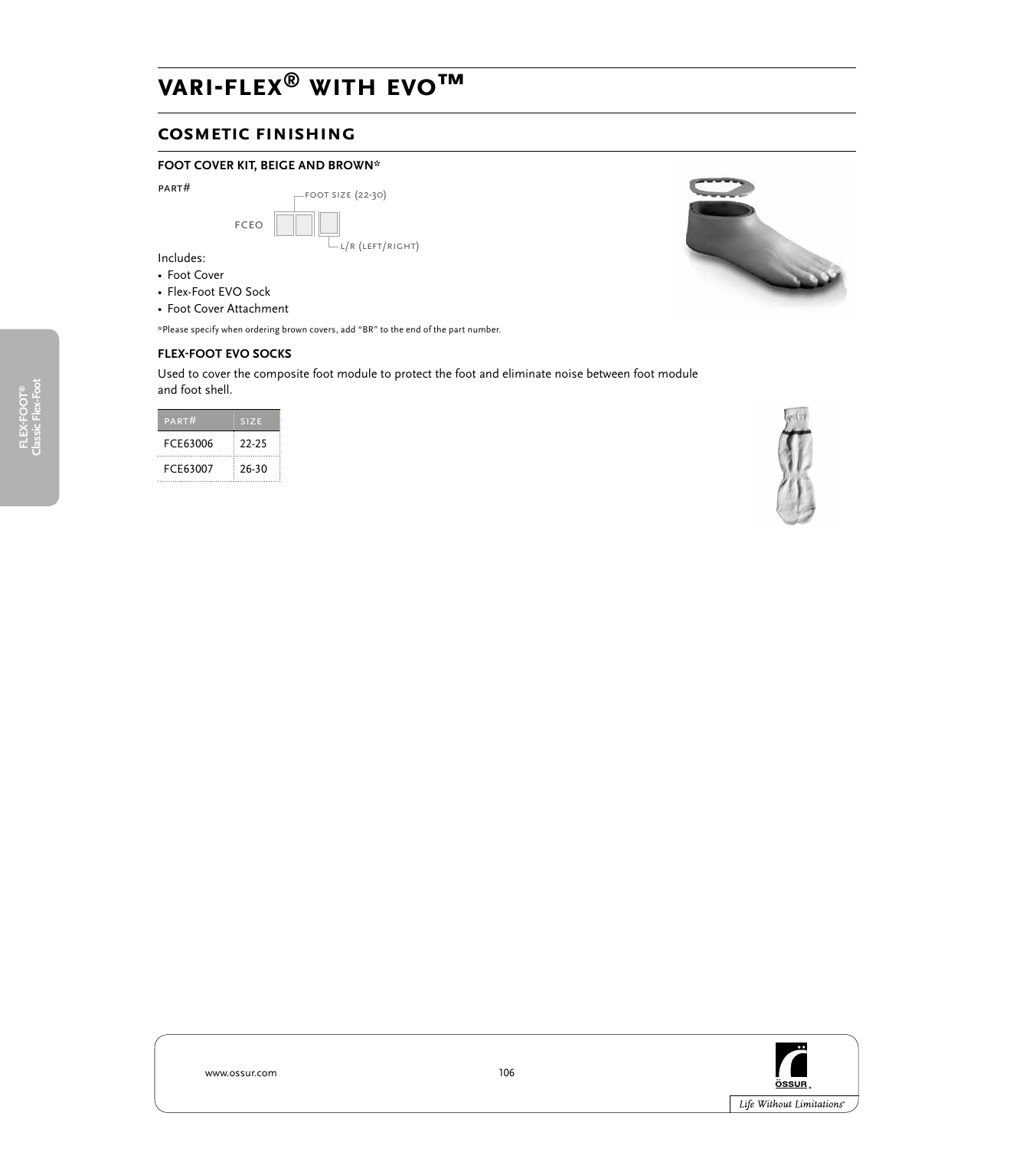# VARI-FLEX® WITH EVO™

## COSMETIC FINISHING

### FOOT COVER KIT, BEIGE AND BROWN*

PART#

FCEO [ ][ ] [ ]

- FOOT SIZE (22-30)
- L/R (LEFT/RIGHT)

Includes:

- Foot Cover
- Flex-Foot EVO Sock
- Foot Cover Attachment

*Please specify when ordering brown covers, add "BR" to the end of the part number.

### FLEX-FOOT EVO SOCKS

Used to cover the composite foot module to protect the foot and eliminate noise between foot module and foot shell.

| PART# | SIZE |
|---|---|
| FCE63006 | 22-25 |
| FCE63007 | 26-30 |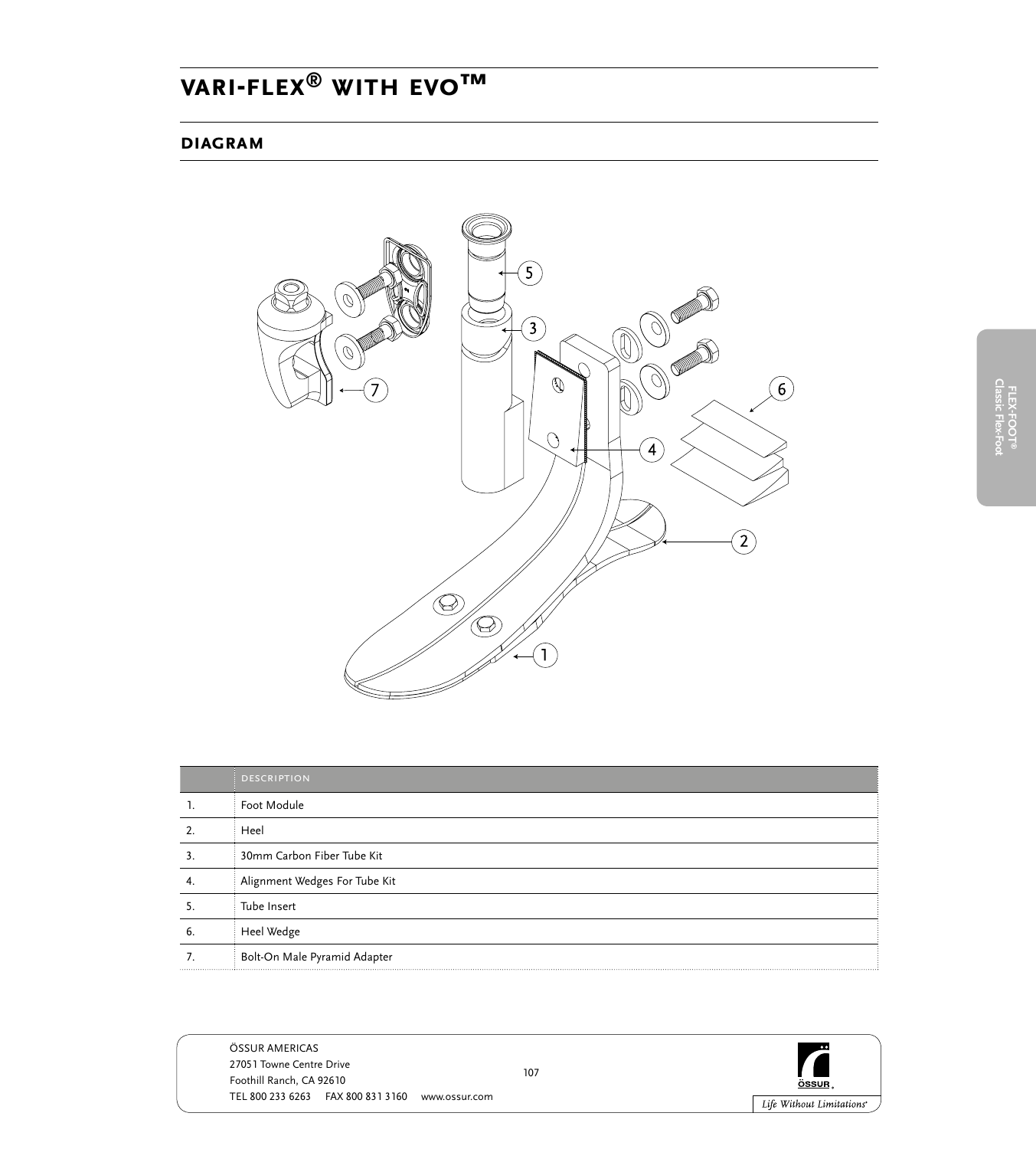# VARI-FLEX® WITH EVO™

## DIAGRAM

| | DESCRIPTION |
|---|---|
| 1. | Foot Module |
| 2. | Heel |
| 3. | 30mm Carbon Fiber Tube Kit |
| 4. | Alignment Wedges For Tube Kit |
| 5. | Tube Insert |
| 6. | Heel Wedge |
| 7. | Bolt-On Male Pyramid Adapter |

ÖSSUR AMERICAS
27051 Towne Centre Drive
Foothill Ranch, CA 92610
TEL 800 233 6263 FAX 800 831 3160 www.ossur.com

*Life Without Limitations*